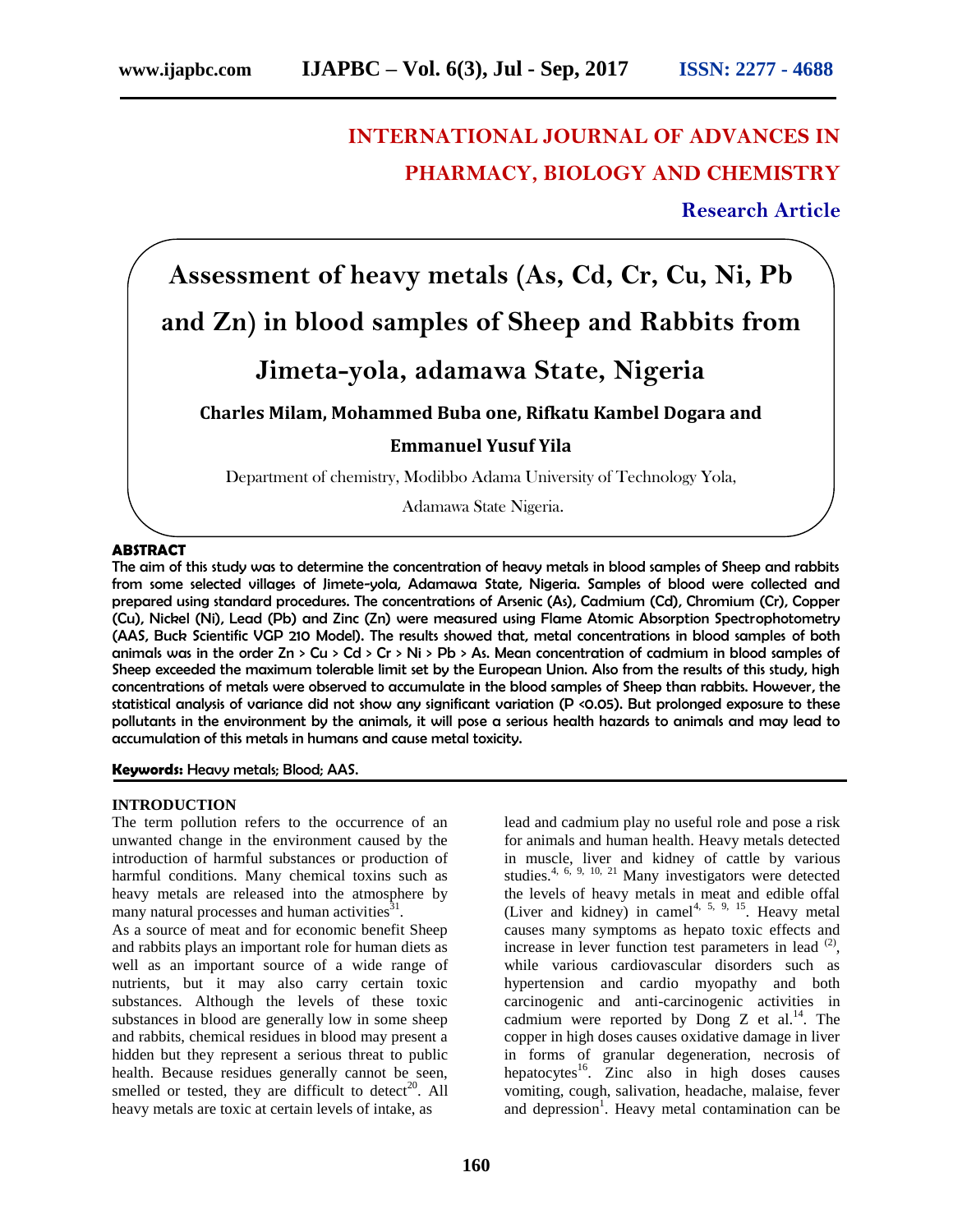# INTERNATIONAL JOURNAL OF ADVANCES IN PHARMACY, BIOLOGY AND CHEMISTRY

**Research Article**

# Assessment of heavy metals (As, Cd, Cr, Cu, Ni, Pb and Zn) in blood samples of Sheep and Rabbits from Jimeta-yola, adamawa State, Nigeria

**Charles Milam, Mohammed Buba one, Rifkatu Kambel Dogara and Emmanuel Yusuf Yila**

Department of chemistry, Modibbo Adama University of Technology Yola, Adamawa State Nigeria.

## ABSTRACT

The aim of this study was to determine the concentration of heavy metals in blood samples of Sheep and rabbits from some selected villages of Jimete-yola, Adamawa State, Nigeria. Samples of blood were collected and prepared using standard procedures. The concentrations of Arsenic (As), Cadmium (Cd), Chromium (Cr), Copper (Cu), Nickel (Ni), Lead (Pb) and Zinc (Zn) were measured using Flame Atomic Absorption Spectrophotometry (AAS, Buck Scientific VGP 210 Model). The results showed that, metal concentrations in blood samples of both animals was in the order Zn > Cu > Cd > Cr > Ni > Pb > As. Mean concentration of cadmium in blood samples of Sheep exceeded the maximum tolerable limit set by the European Union. Also from the results of this study, high concentrations of metals were observed to accumulate in the blood samples of Sheep than rabbits. However, the statistical analysis of variance did not show any significant variation ($P < 0.05$). But prolonged exposure to these pollutants in the environment by the animals, it will pose a serious health hazards to animals and may lead to accumulation of this metals in humans and cause metal toxicity.

**Keywords:** Heavy metals; Blood; AAS.

## INTRODUCTION

The term pollution refers to the occurrence of an unwanted change in the environment caused by the introduction of harmful substances or production of harmful conditions. Many chemical toxins such as heavy metals are released into the atmosphere by many natural processes and human activities[31].

As a source of meat and for economic benefit Sheep and rabbits plays an important role for human diets as well as an important source of a wide range of nutrients, but it may also carry certain toxic substances. Although the levels of these toxic substances in blood are generally low in some sheep and rabbits, chemical residues in blood may present a hidden but they represent a serious threat to public health. Because residues generally cannot be seen, smelled or tested, they are difficult to detect[20]. All heavy metals are toxic at certain levels of intake, as lead and cadmium play no useful role and pose a risk for animals and human health. Heavy metals detected in muscle, liver and kidney of cattle by various studies.[4, 6, 9, 10, 21] Many investigators were detected the levels of heavy metals in meat and edible offal (Liver and kidney) in camel[4, 5, 9, 15]. Heavy metal causes many symptoms as hepato toxic effects and increase in lever function test parameters in lead [(2)], while various cardiovascular disorders such as hypertension and cardio myopathy and both carcinogenic and anti-carcinogenic activities in cadmium were reported by Dong Z et al.[14]. The copper in high doses causes oxidative damage in liver in forms of granular degeneration, necrosis of hepatocytes[16]. Zinc also in high doses causes vomiting, cough, salivation, headache, malaise, fever and depression[1]. Heavy metal contamination can be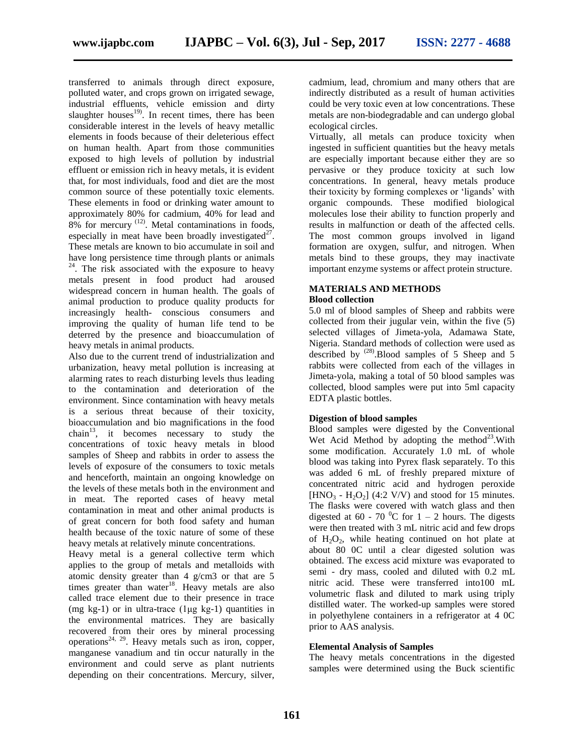transferred to animals through direct exposure, polluted water, and crops grown on irrigated sewage, industrial effluents, vehicle emission and dirty slaughter houses[19]. In recent times, there has been considerable interest in the levels of heavy metallic elements in foods because of their deleterious effect on human health. Apart from those communities exposed to high levels of pollution by industrial effluent or emission rich in heavy metals, it is evident that, for most individuals, food and diet are the most common source of these potentially toxic elements. These elements in food or drinking water amount to approximately 80% for cadmium, 40% for lead and 8% for mercury [12]. Metal contaminations in foods, especially in meat have been broadly investigated[27]. These metals are known to bio accumulate in soil and have long persistence time through plants or animals [24]. The risk associated with the exposure to heavy metals present in food product had aroused widespread concern in human health. The goals of animal production to produce quality products for increasingly health- conscious consumers and improving the quality of human life tend to be deterred by the presence and bioaccumulation of heavy metals in animal products.

Also due to the current trend of industrialization and urbanization, heavy metal pollution is increasing at alarming rates to reach disturbing levels thus leading to the contamination and deterioration of the environment. Since contamination with heavy metals is a serious threat because of their toxicity, bioaccumulation and bio magnifications in the food chain[13], it becomes necessary to study the concentrations of toxic heavy metals in blood samples of Sheep and rabbits in order to assess the levels of exposure of the consumers to toxic metals and henceforth, maintain an ongoing knowledge on the levels of these metals both in the environment and in meat. The reported cases of heavy metal contamination in meat and other animal products is of great concern for both food safety and human health because of the toxic nature of some of these heavy metals at relatively minute concentrations.

Heavy metal is a general collective term which applies to the group of metals and metalloids with atomic density greater than 4 g/cm3 or that are 5 times greater than water[18]. Heavy metals are also called trace element due to their presence in trace (mg kg-1) or in ultra-trace (1µg kg-1) quantities in the environmental matrices. They are basically recovered from their ores by mineral processing operations[24, 29]. Heavy metals such as iron, copper, manganese vanadium and tin occur naturally in the environment and could serve as plant nutrients depending on their concentrations. Mercury, silver, cadmium, lead, chromium and many others that are indirectly distributed as a result of human activities could be very toxic even at low concentrations. These metals are non-biodegradable and can undergo global ecological circles.

Virtually, all metals can produce toxicity when ingested in sufficient quantities but the heavy metals are especially important because either they are so pervasive or they produce toxicity at such low concentrations. In general, heavy metals produce their toxicity by forming complexes or 'ligands' with organic compounds. These modified biological molecules lose their ability to function properly and results in malfunction or death of the affected cells. The most common groups involved in ligand formation are oxygen, sulfur, and nitrogen. When metals bind to these groups, they may inactivate important enzyme systems or affect protein structure.

## MATERIALS AND METHODS

### Blood collection

5.0 ml of blood samples of Sheep and rabbits were collected from their jugular vein, within the five (5) selected villages of Jimeta-yola, Adamawa State, Nigeria. Standard methods of collection were used as described by [28].Blood samples of 5 Sheep and 5 rabbits were collected from each of the villages in Jimeta-yola, making a total of 50 blood samples was collected, blood samples were put into 5ml capacity EDTA plastic bottles.

### Digestion of blood samples

Blood samples were digested by the Conventional Wet Acid Method by adopting the method[23].With some modification. Accurately 1.0 mL of whole blood was taking into Pyrex flask separately. To this was added 6 mL of freshly prepared mixture of concentrated nitric acid and hydrogen peroxide [$HNO_3$ - $H_2O_2$] (4:2 V/V) and stood for 15 minutes. The flasks were covered with watch glass and then digested at 60 - 70 $^0$C for 1 – 2 hours. The digests were then treated with 3 mL nitric acid and few drops of $H_2O_2$, while heating continued on hot plate at about 80 0C until a clear digested solution was obtained. The excess acid mixture was evaporated to semi - dry mass, cooled and diluted with 0.2 mL nitric acid. These were transferred into100 mL volumetric flask and diluted to mark using triply distilled water. The worked-up samples were stored in polyethylene containers in a refrigerator at 4 0C prior to AAS analysis.

### Elemental Analysis of Samples

The heavy metals concentrations in the digested samples were determined using the Buck scientific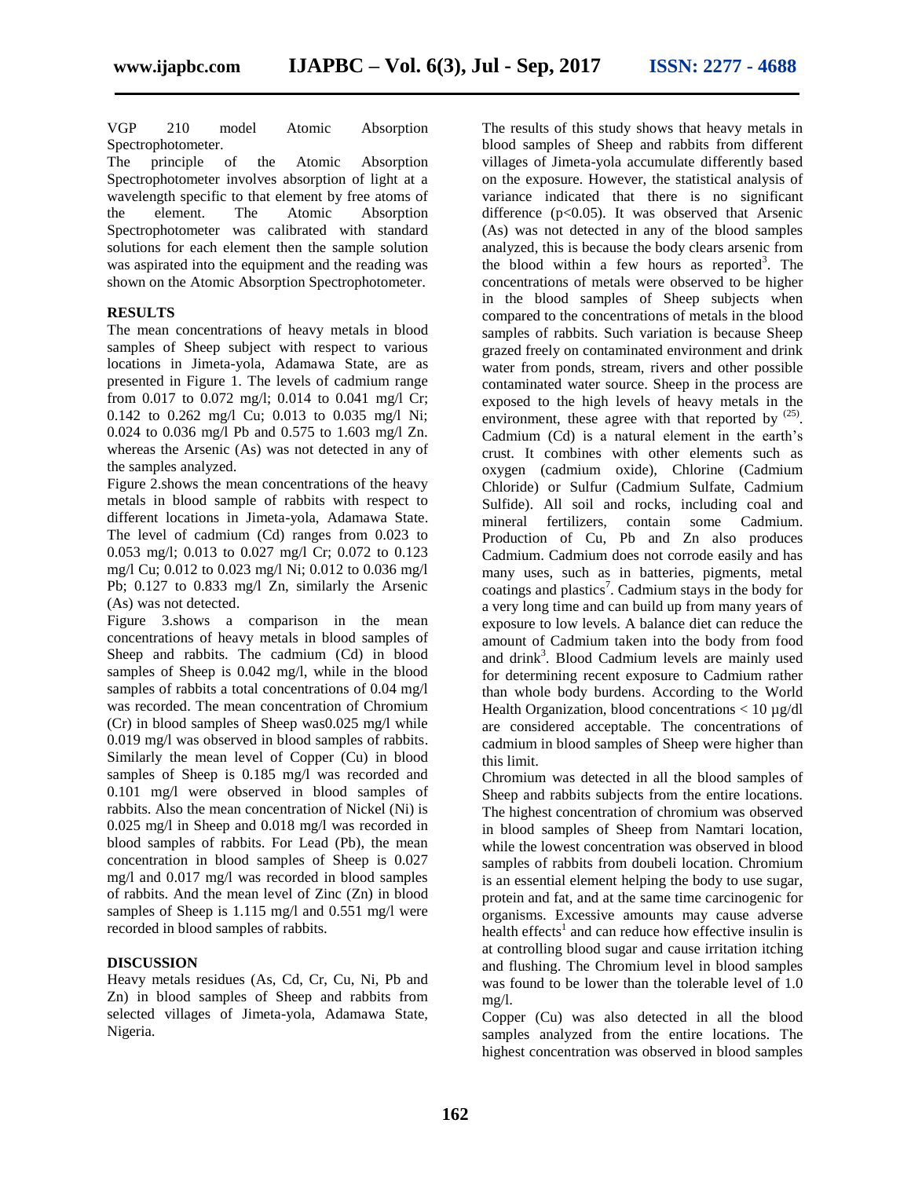VGP 210 model Atomic Absorption Spectrophotometer.

The principle of the Atomic Absorption Spectrophotometer involves absorption of light at a wavelength specific to that element by free atoms of the element. The Atomic Absorption Spectrophotometer was calibrated with standard solutions for each element then the sample solution was aspirated into the equipment and the reading was shown on the Atomic Absorption Spectrophotometer.

## RESULTS

The mean concentrations of heavy metals in blood samples of Sheep subject with respect to various locations in Jimeta-yola, Adamawa State, are as presented in Figure 1. The levels of cadmium range from 0.017 to 0.072 mg/l; 0.014 to 0.041 mg/l Cr; 0.142 to 0.262 mg/l Cu; 0.013 to 0.035 mg/l Ni; 0.024 to 0.036 mg/l Pb and 0.575 to 1.603 mg/l Zn. whereas the Arsenic (As) was not detected in any of the samples analyzed.

Figure 2.shows the mean concentrations of the heavy metals in blood sample of rabbits with respect to different locations in Jimeta-yola, Adamawa State. The level of cadmium (Cd) ranges from 0.023 to 0.053 mg/l; 0.013 to 0.027 mg/l Cr; 0.072 to 0.123 mg/l Cu; 0.012 to 0.023 mg/l Ni; 0.012 to 0.036 mg/l Pb; 0.127 to 0.833 mg/l Zn, similarly the Arsenic (As) was not detected.

Figure 3.shows a comparison in the mean concentrations of heavy metals in blood samples of Sheep and rabbits. The cadmium (Cd) in blood samples of Sheep is 0.042 mg/l, while in the blood samples of rabbits a total concentrations of 0.04 mg/l was recorded. The mean concentration of Chromium (Cr) in blood samples of Sheep was0.025 mg/l while 0.019 mg/l was observed in blood samples of rabbits. Similarly the mean level of Copper (Cu) in blood samples of Sheep is 0.185 mg/l was recorded and 0.101 mg/l were observed in blood samples of rabbits. Also the mean concentration of Nickel (Ni) is 0.025 mg/l in Sheep and 0.018 mg/l was recorded in blood samples of rabbits. For Lead (Pb), the mean concentration in blood samples of Sheep is 0.027 mg/l and 0.017 mg/l was recorded in blood samples of rabbits. And the mean level of Zinc (Zn) in blood samples of Sheep is 1.115 mg/l and 0.551 mg/l were recorded in blood samples of rabbits.

## DISCUSSION

Heavy metals residues (As, Cd, Cr, Cu, Ni, Pb and Zn) in blood samples of Sheep and rabbits from selected villages of Jimeta-yola, Adamawa State, Nigeria.

The results of this study shows that heavy metals in blood samples of Sheep and rabbits from different villages of Jimeta-yola accumulate differently based on the exposure. However, the statistical analysis of variance indicated that there is no significant difference ($p<0.05$). It was observed that Arsenic (As) was not detected in any of the blood samples analyzed, this is because the body clears arsenic from the blood within a few hours as reported[3]. The concentrations of metals were observed to be higher in the blood samples of Sheep subjects when compared to the concentrations of metals in the blood samples of rabbits. Such variation is because Sheep grazed freely on contaminated environment and drink water from ponds, stream, rivers and other possible contaminated water source. Sheep in the process are exposed to the high levels of heavy metals in the environment, these agree with that reported by [(25)].

Cadmium (Cd) is a natural element in the earth's crust. It combines with other elements such as oxygen (cadmium oxide), Chlorine (Cadmium Chloride) or Sulfur (Cadmium Sulfate, Cadmium Sulfide). All soil and rocks, including coal and mineral fertilizers, contain some Cadmium. Production of Cu, Pb and Zn also produces Cadmium. Cadmium does not corrode easily and has many uses, such as in batteries, pigments, metal coatings and plastics[7]. Cadmium stays in the body for a very long time and can build up from many years of exposure to low levels. A balance diet can reduce the amount of Cadmium taken into the body from food and drink[3]. Blood Cadmium levels are mainly used for determining recent exposure to Cadmium rather than whole body burdens. According to the World Health Organization, blood concentrations < 10 µg/dl are considered acceptable. The concentrations of cadmium in blood samples of Sheep were higher than this limit.

Chromium was detected in all the blood samples of Sheep and rabbits subjects from the entire locations. The highest concentration of chromium was observed in blood samples of Sheep from Namtari location, while the lowest concentration was observed in blood samples of rabbits from doubeli location. Chromium is an essential element helping the body to use sugar, protein and fat, and at the same time carcinogenic for organisms. Excessive amounts may cause adverse health effects[1] and can reduce how effective insulin is at controlling blood sugar and cause irritation itching and flushing. The Chromium level in blood samples was found to be lower than the tolerable level of 1.0 mg/l.

Copper (Cu) was also detected in all the blood samples analyzed from the entire locations. The highest concentration was observed in blood samples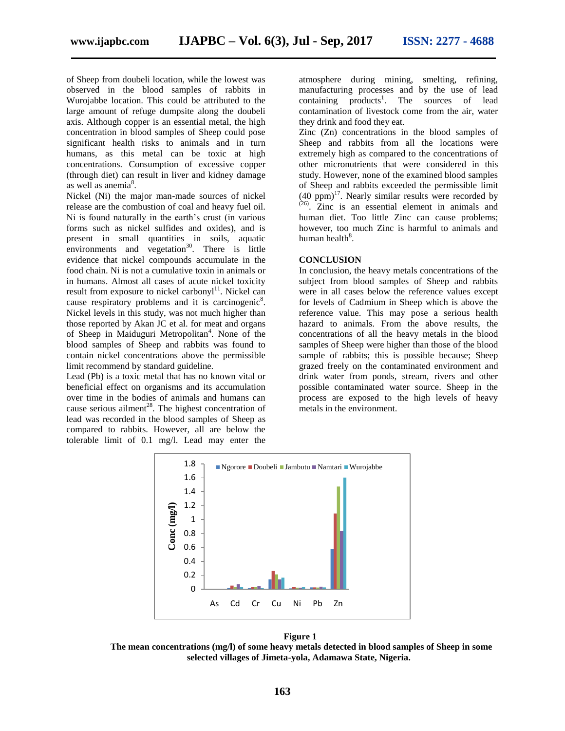of Sheep from doubeli location, while the lowest was observed in the blood samples of rabbits in Wurojabbe location. This could be attributed to the large amount of refuge dumpsite along the doubeli axis. Although copper is an essential metal, the high concentration in blood samples of Sheep could pose significant health risks to animals and in turn humans, as this metal can be toxic at high concentrations. Consumption of excessive copper (through diet) can result in liver and kidney damage as well as anemia[8].

Nickel (Ni) the major man-made sources of nickel release are the combustion of coal and heavy fuel oil. Ni is found naturally in the earth's crust (in various forms such as nickel sulfides and oxides), and is present in small quantities in soils, aquatic environments and vegetation[30]. There is little evidence that nickel compounds accumulate in the food chain. Ni is not a cumulative toxin in animals or in humans. Almost all cases of acute nickel toxicity result from exposure to nickel carbonyl[11]. Nickel can cause respiratory problems and it is carcinogenic[8]. Nickel levels in this study, was not much higher than those reported by Akan JC et al. for meat and organs of Sheep in Maiduguri Metropolitan[4]. None of the blood samples of Sheep and rabbits was found to contain nickel concentrations above the permissible limit recommend by standard guideline.

Lead (Pb) is a toxic metal that has no known vital or beneficial effect on organisms and its accumulation over time in the bodies of animals and humans can cause serious ailment[28]. The highest concentration of lead was recorded in the blood samples of Sheep as compared to rabbits. However, all are below the tolerable limit of 0.1 mg/l. Lead may enter the atmosphere during mining, smelting, refining, manufacturing processes and by the use of lead containing products[1]. The sources of lead contamination of livestock come from the air, water they drink and food they eat.

Zinc (Zn) concentrations in the blood samples of Sheep and rabbits from all the locations were extremely high as compared to the concentrations of other micronutrients that were considered in this study. However, none of the examined blood samples of Sheep and rabbits exceeded the permissible limit (40 ppm)[17]. Nearly similar results were recorded by [(26)]. Zinc is an essential element in animals and human diet. Too little Zinc can cause problems; however, too much Zinc is harmful to animals and human health[8].

## CONCLUSION

In conclusion, the heavy metals concentrations of the subject from blood samples of Sheep and rabbits were in all cases below the reference values except for levels of Cadmium in Sheep which is above the reference value. This may pose a serious health hazard to animals. From the above results, the concentrations of all the heavy metals in the blood samples of Sheep were higher than those of the blood sample of rabbits; this is possible because; Sheep grazed freely on the contaminated environment and drink water from ponds, stream, rivers and other possible contaminated water source. Sheep in the process are exposed to the high levels of heavy metals in the environment.

**Figure 1**
**The mean concentrations (mg/l) of some heavy metals detected in blood samples of Sheep in some selected villages of Jimeta-yola, Adamawa State, Nigeria.**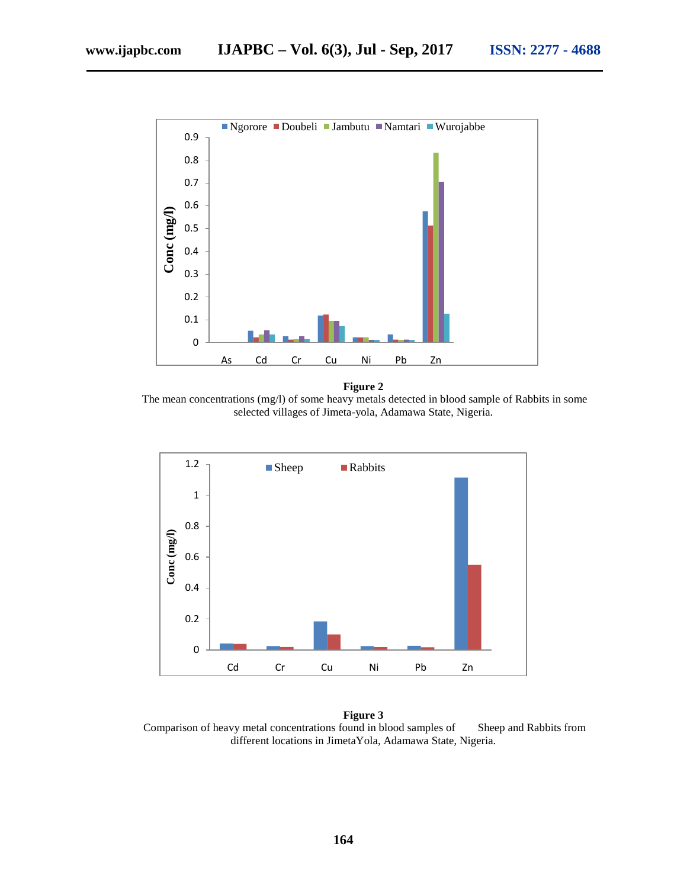**Figure 2**
The mean concentrations (mg/l) of some heavy metals detected in blood sample of Rabbits in some selected villages of Jimeta-yola, Adamawa State, Nigeria.

**Figure 3**
Comparison of heavy metal concentrations found in blood samples of Sheep and Rabbits from different locations in JimetaYola, Adamawa State, Nigeria.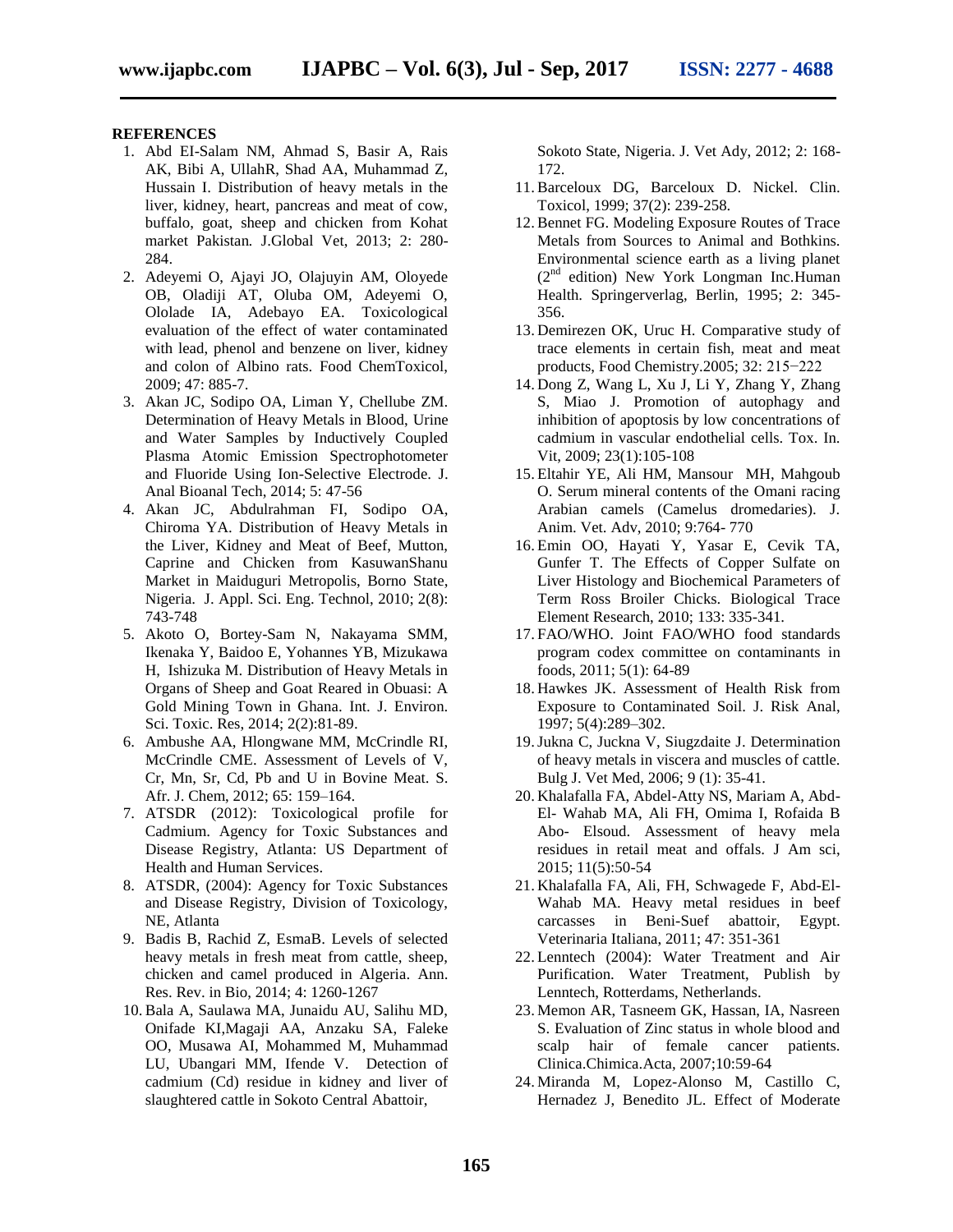**REFERENCES**

1. Abd EI-Salam NM, Ahmad S, Basir A, Rais AK, Bibi A, UllahR, Shad AA, Muhammad Z, Hussain I. Distribution of heavy metals in the liver, kidney, heart, pancreas and meat of cow, buffalo, goat, sheep and chicken from Kohat market Pakistan*.* J.Global Vet, 2013; 2: 280-284.
2. Adeyemi O, Ajayi JO, Olajuyin AM, Oloyede OB, Oladiji AT, Oluba OM, Adeyemi O, Ololade IA, Adebayo EA. Toxicological evaluation of the effect of water contaminated with lead, phenol and benzene on liver, kidney and colon of Albino rats. Food ChemToxicol, 2009; 47: 885-7.
3. Akan JC, Sodipo OA, Liman Y, Chellube ZM. Determination of Heavy Metals in Blood, Urine and Water Samples by Inductively Coupled Plasma Atomic Emission Spectrophotometer and Fluoride Using Ion-Selective Electrode. J. Anal Bioanal Tech, 2014; 5: 47-56
4. Akan JC, Abdulrahman FI, Sodipo OA, Chiroma YA. Distribution of Heavy Metals in the Liver, Kidney and Meat of Beef, Mutton, Caprine and Chicken from KasuwanShanu Market in Maiduguri Metropolis, Borno State, Nigeria. J. Appl. Sci. Eng. Technol, 2010; 2(8): 743-748
5. Akoto O, Bortey-Sam N, Nakayama SMM, Ikenaka Y, Baidoo E, Yohannes YB, Mizukawa H, Ishizuka M. Distribution of Heavy Metals in Organs of Sheep and Goat Reared in Obuasi: A Gold Mining Town in Ghana. Int. J. Environ. Sci. Toxic. Res, 2014; 2(2):81-89.
6. Ambushe AA, Hlongwane MM, McCrindle RI, McCrindle CME. Assessment of Levels of V, Cr, Mn, Sr, Cd, Pb and U in Bovine Meat. S. Afr. J. Chem, 2012; 65: 159–164.
7. ATSDR (2012): Toxicological profile for Cadmium. Agency for Toxic Substances and Disease Registry, Atlanta: US Department of Health and Human Services.
8. ATSDR, (2004): Agency for Toxic Substances and Disease Registry, Division of Toxicology, NE, Atlanta
9. Badis B, Rachid Z, EsmaB. Levels of selected heavy metals in fresh meat from cattle, sheep, chicken and camel produced in Algeria. Ann. Res. Rev. in Bio, 2014; 4: 1260-1267
10. Bala A, Saulawa MA, Junaidu AU, Salihu MD, Onifade KI,Magaji AA, Anzaku SA, Faleke OO, Musawa AI, Mohammed M, Muhammad LU, Ubangari MM, Ifende V. Detection of cadmium (Cd) residue in kidney and liver of slaughtered cattle in Sokoto Central Abattoir, Sokoto State, Nigeria. J. Vet Ady, 2012; 2: 168-172.
11. Barceloux DG, Barceloux D. Nickel. Clin. Toxicol, 1999; 37(2): 239-258.
12. Bennet FG. Modeling Exposure Routes of Trace Metals from Sources to Animal and Bothkins. Environmental science earth as a living planet (2nd edition) New York Longman Inc.Human Health. Springerverlag, Berlin, 1995; 2: 345-356.
13. Demirezen OK, Uruc H. Comparative study of trace elements in certain fish, meat and meat products, Food Chemistry.2005; 32: 215−222
14. Dong Z, Wang L, Xu J, Li Y, Zhang Y, Zhang S, Miao J. Promotion of autophagy and inhibition of apoptosis by low concentrations of cadmium in vascular endothelial cells. Tox. In. Vit, 2009; 23(1):105-108
15. Eltahir YE, Ali HM, Mansour MH, Mahgoub O. Serum mineral contents of the Omani racing Arabian camels (Camelus dromedaries). J. Anim. Vet. Adv, 2010; 9:764- 770
16. Emin OO, Hayati Y, Yasar E, Cevik TA, Gunfer T. The Effects of Copper Sulfate on Liver Histology and Biochemical Parameters of Term Ross Broiler Chicks. Biological Trace Element Research, 2010; 133: 335-341.
17. FAO/WHO. Joint FAO/WHO food standards program codex committee on contaminants in foods, 2011; 5(1): 64-89
18. Hawkes JK. Assessment of Health Risk from Exposure to Contaminated Soil. J. Risk Anal, 1997; 5(4):289–302.
19. Jukna C, Juckna V, Siugzdaite J. Determination of heavy metals in viscera and muscles of cattle. Bulg J. Vet Med, 2006; 9 (1): 35-41.
20. Khalafalla FA, Abdel-Atty NS, Mariam A, Abd-El- Wahab MA, Ali FH, Omima I, Rofaida B Abo- Elsoud. Assessment of heavy mela residues in retail meat and offals. J Am sci, 2015; 11(5):50-54
21. Khalafalla FA, Ali, FH, Schwagede F, Abd-El-Wahab MA. Heavy metal residues in beef carcasses in Beni-Suef abattoir, Egypt. Veterinaria Italiana, 2011; 47: 351-361
22. Lenntech (2004): Water Treatment and Air Purification. Water Treatment, Publish by Lenntech, Rotterdams, Netherlands.
23. Memon AR, Tasneem GK, Hassan, IA, Nasreen S. Evaluation of Zinc status in whole blood and scalp hair of female cancer patients. Clinica.Chimica.Acta, 2007;10:59-64
24. Miranda M, Lopez-Alonso M, Castillo C, Hernadez J, Benedito JL. Effect of Moderate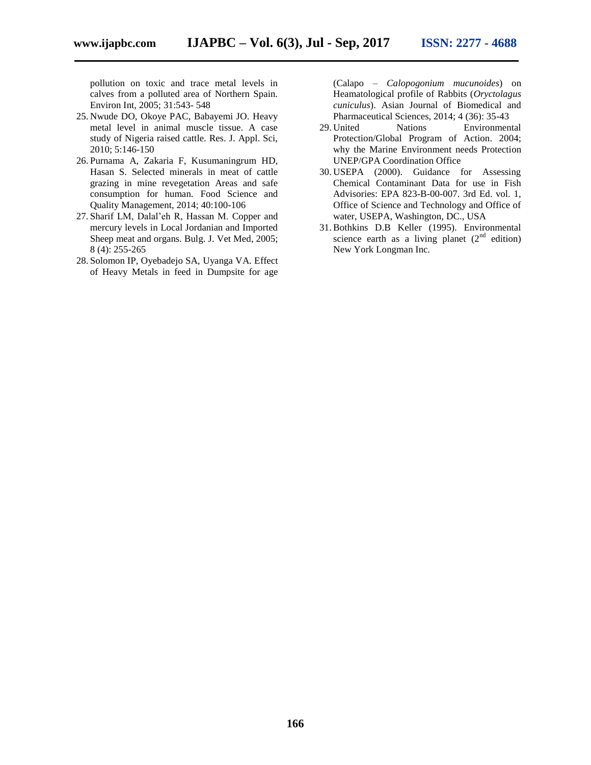pollution on toxic and trace metal levels in calves from a polluted area of Northern Spain. Environ Int, 2005; 31:543- 548

25. Nwude DO, Okoye PAC, Babayemi JO. Heavy metal level in animal muscle tissue. A case study of Nigeria raised cattle. Res. J. Appl. Sci, 2010; 5:146-150
26. Purnama A, Zakaria F, Kusumaningrum HD, Hasan S. Selected minerals in meat of cattle grazing in mine revegetation Areas and safe consumption for human. Food Science and Quality Management, 2014; 40:100-106
27. Sharif LM, Dalal'eh R, Hassan M. Copper and mercury levels in Local Jordanian and Imported Sheep meat and organs. Bulg. J. Vet Med, 2005; 8 (4): 255-265
28. Solomon IP, Oyebadejo SA, Uyanga VA. Effect of Heavy Metals in feed in Dumpsite for age (Calapo – *Calopogonium mucunoides*) on Heamatological profile of Rabbits (*Oryctolagus cuniculus*). Asian Journal of Biomedical and Pharmaceutical Sciences, 2014; 4 (36): 35-43
29. United Nations Environmental Protection/Global Program of Action. 2004; why the Marine Environment needs Protection UNEP/GPA Coordination Office
30. USEPA (2000). Guidance for Assessing Chemical Contaminant Data for use in Fish Advisories: EPA 823-B-00-007. 3rd Ed. vol. 1, Office of Science and Technology and Office of water, USEPA, Washington, DC., USA
31. Bothkins D.B Keller (1995). Environmental science earth as a living planet (2nd edition) New York Longman Inc.